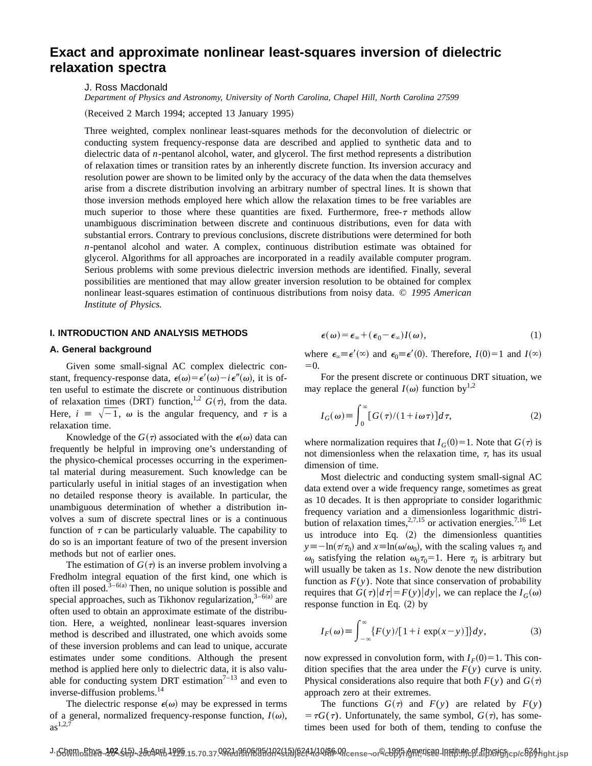# Exact and approximate nonlinear least-squares inversion of dielectric relaxation spectra

J. Ross Macdonald

*Department of Physics and Astronomy, University of North Carolina, Chapel Hill, North Carolina 27599*

(Received 2 March 1994; accepted 13 January 1995)

Three weighted, complex nonlinear least-squares methods for the deconvolution of dielectric or conducting system frequency-response data are described and applied to synthetic data and to dielectric data of *n*-pentanol alcohol, water, and glycerol. The first method represents a distribution of relaxation times or transition rates by an inherently discrete function. Its inversion accuracy and resolution power are shown to be limited only by the accuracy of the data when the data themselves arise from a discrete distribution involving an arbitrary number of spectral lines. It is shown that those inversion methods employed here which allow the relaxation times to be free variables are much superior to those where these quantities are fixed. Furthermore, free-$\tau$ methods allow unambiguous discrimination between discrete and continuous distributions, even for data with substantial errors. Contrary to previous conclusions, discrete distributions were determined for both *n*-pentanol alcohol and water. A complex, continuous distribution estimate was obtained for glycerol. Algorithms for all approaches are incorporated in a readily available computer program. Serious problems with some previous dielectric inversion methods are identified. Finally, several possibilities are mentioned that may allow greater inversion resolution to be obtained for complex nonlinear least-squares estimation of continuous distributions from noisy data. *© 1995 American Institute of Physics.*

## I. INTRODUCTION AND ANALYSIS METHODS

### A. General background

Given some small-signal AC complex dielectric constant, frequency-response data, $\epsilon(\omega)=\epsilon'(\omega)-i\epsilon''(\omega)$, it is often useful to estimate the discrete or continuous distribution of relaxation times (DRT) function,[1,2] $G(\tau)$, from the data. Here, $i \equiv \sqrt{-1}$, $\omega$ is the angular frequency, and $\tau$ is a relaxation time.

Knowledge of the $G(\tau)$ associated with the $\epsilon(\omega)$ data can frequently be helpful in improving one's understanding of the physico-chemical processes occurring in the experimental material during measurement. Such knowledge can be particularly useful in initial stages of an investigation when no detailed response theory is available. In particular, the unambiguous determination of whether a distribution involves a sum of discrete spectral lines or is a continuous function of $\tau$ can be particularly valuable. The capability to do so is an important feature of two of the present inversion methods but not of earlier ones.

The estimation of $G(\tau)$ is an inverse problem involving a Fredholm integral equation of the first kind, one which is often ill posed.[3–6(a)] Then, no unique solution is possible and special approaches, such as Tikhonov regularization,[3–6(a)] are often used to obtain an approximate estimate of the distribution. Here, a weighted, nonlinear least-squares inversion method is described and illustrated, one which avoids some of these inversion problems and can lead to unique, accurate estimates under some conditions. Although the present method is applied here only to dielectric data, it is also valuable for conducting system DRT estimation[7–13] and even to inverse-diffusion problems.[14]

The dielectric response $\epsilon(\omega)$ may be expressed in terms of a general, normalized frequency-response function, $I(\omega)$, as[1,2,7]

$$\epsilon(\omega)=\epsilon_\infty+(\epsilon_0-\epsilon_\infty)I(\omega), \tag{1}$$

where $\epsilon_\infty\equiv\epsilon'(\infty)$ and $\epsilon_0\equiv\epsilon'(0)$. Therefore, $I(0)=1$ and $I(\infty)=0$.

For the present discrete or continuous DRT situation, we may replace the general $I(\omega)$ function by[1,2]

$$I_G(\omega)\equiv\int_0^\infty[G(\tau)/(1+i\omega\tau)]d\tau, \tag{2}$$

where normalization requires that $I_G(0)=1$. Note that $G(\tau)$ is not dimensionless when the relaxation time, $\tau$, has its usual dimension of time.

Most dielectric and conducting system small-signal AC data extend over a wide frequency range, sometimes as great as 10 decades. It is then appropriate to consider logarithmic frequency variation and a dimensionless logarithmic distribution of relaxation times,[2,7,15] or activation energies.[7,16] Let us introduce into Eq. (2) the dimensionless quantities $y\equiv-\ln(\tau/\tau_0)$ and $x\equiv\ln(\omega/\omega_0)$, with the scaling values $\tau_0$ and $\omega_0$ satisfying the relation $\omega_0\tau_0=1$. Here $\tau_0$ is arbitrary but will usually be taken as 1 s. Now denote the new distribution function as $F(y)$. Note that since conservation of probability requires that $G(\tau)|d\tau|=F(y)|dy|$, we can replace the $I_G(\omega)$ response function in Eq. (2) by

$$I_F(\omega)\equiv\int_{-\infty}^{\infty}\{F(y)/[1+i\exp(x-y)]\}dy, \tag{3}$$

now expressed in convolution form, with $I_F(0)=1$. This condition specifies that the area under the $F(y)$ curve is unity. Physical considerations also require that both $F(y)$ and $G(\tau)$ approach zero at their extremes.

The functions $G(\tau)$ and $F(y)$ are related by $F(y)=\tau G(\tau)$. Unfortunately, the same symbol, $G(\tau)$, has sometimes been used for both of them, tending to confuse the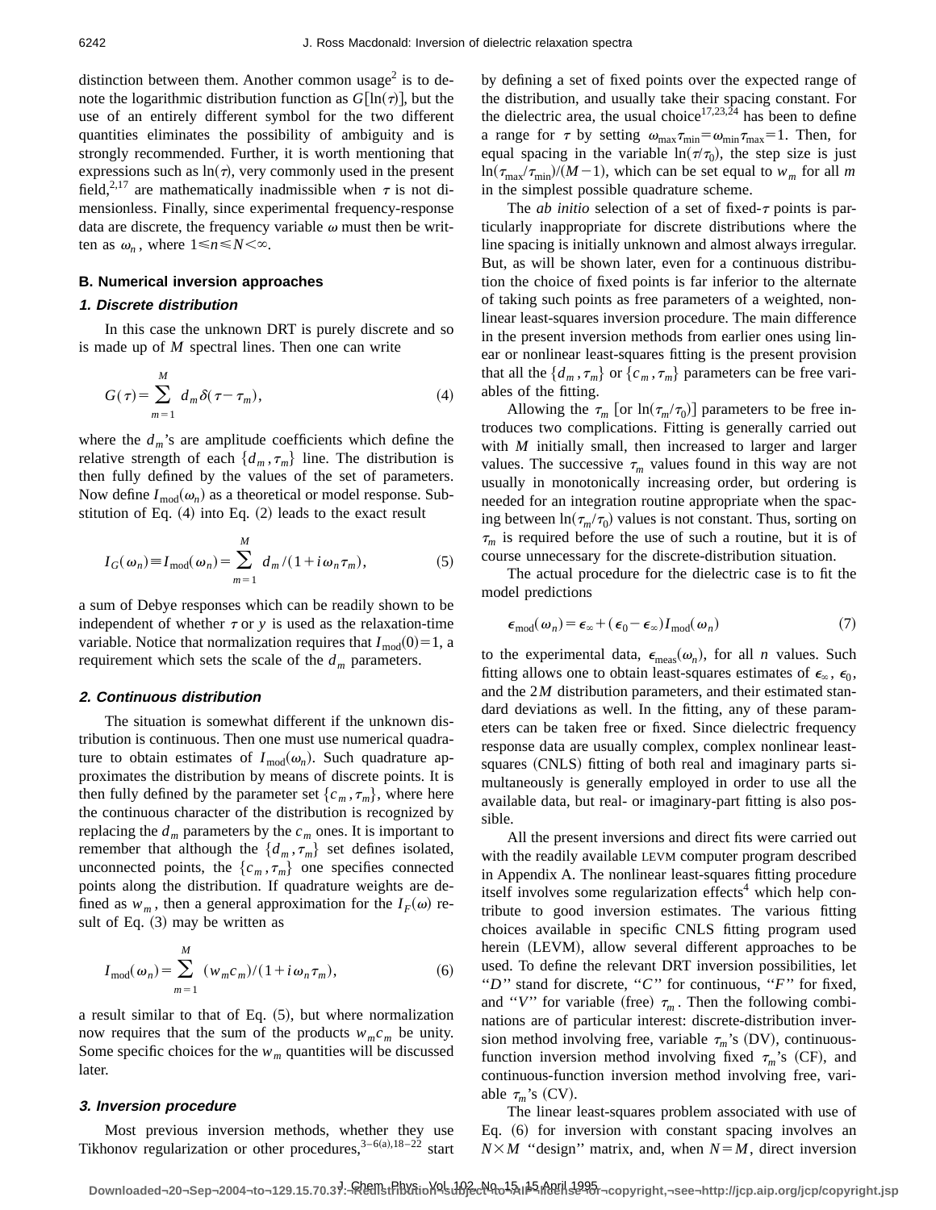distinction between them. Another common usage[2] is to denote the logarithmic distribution function as $G[\ln(\tau)]$, but the use of an entirely different symbol for the two different quantities eliminates the possibility of ambiguity and is strongly recommended. Further, it is worth mentioning that expressions such as $\ln(\tau)$, very commonly used in the present field,[2,17] are mathematically inadmissible when $\tau$ is not dimensionless. Finally, since experimental frequency-response data are discrete, the frequency variable $\omega$ must then be written as $\omega_n$, where $1 \leq n \leq N < \infty$.

### B. Numerical inversion approaches

#### 1. Discrete distribution

In this case the unknown DRT is purely discrete and so is made up of $M$ spectral lines. Then one can write

$$G(\tau) = \sum_{m=1}^{M} d_m \delta(\tau - \tau_m), \tag{4}$$

where the $d_m$'s are amplitude coefficients which define the relative strength of each $\{d_m, \tau_m\}$ line. The distribution is then fully defined by the values of the set of parameters. Now define $I_{\text{mod}}(\omega_n)$ as a theoretical or model response. Substitution of Eq. (4) into Eq. (2) leads to the exact result

$$I_G(\omega_n) \equiv I_{\text{mod}}(\omega_n) = \sum_{m=1}^{M} d_m/(1 + i\omega_n \tau_m), \tag{5}$$

a sum of Debye responses which can be readily shown to be independent of whether $\tau$ or $y$ is used as the relaxation-time variable. Notice that normalization requires that $I_{\text{mod}}(0) = 1$, a requirement which sets the scale of the $d_m$ parameters.

#### 2. Continuous distribution

The situation is somewhat different if the unknown distribution is continuous. Then one must use numerical quadrature to obtain estimates of $I_{\text{mod}}(\omega_n)$. Such quadrature approximates the distribution by means of discrete points. It is then fully defined by the parameter set $\{c_m, \tau_m\}$, where here the continuous character of the distribution is recognized by replacing the $d_m$ parameters by the $c_m$ ones. It is important to remember that although the $\{d_m, \tau_m\}$ set defines isolated, unconnected points, the $\{c_m, \tau_m\}$ one specifies connected points along the distribution. If quadrature weights are defined as $w_m$, then a general approximation for the $I_F(\omega)$ result of Eq. (3) may be written as

$$I_{\text{mod}}(\omega_n) = \sum_{m=1}^{M} (w_m c_m)/(1 + i\omega_n \tau_m), \tag{6}$$

a result similar to that of Eq. (5), but where normalization now requires that the sum of the products $w_m c_m$ be unity. Some specific choices for the $w_m$ quantities will be discussed later.

#### 3. Inversion procedure

Most previous inversion methods, whether they use Tikhonov regularization or other procedures,[3–6(a),18–22] start by defining a set of fixed points over the expected range of the distribution, and usually take their spacing constant. For the dielectric area, the usual choice[17,23,24] has been to define a range for $\tau$ by setting $\omega_{\max}\tau_{\min} = \omega_{\min}\tau_{\max} = 1$. Then, for equal spacing in the variable $\ln(\tau/\tau_0)$, the step size is just $\ln(\tau_{\max}/\tau_{\min})/(M-1)$, which can be set equal to $w_m$ for all $m$ in the simplest possible quadrature scheme.

The *ab initio* selection of a set of fixed-$\tau$ points is particularly inappropriate for discrete distributions where the line spacing is initially unknown and almost always irregular. But, as will be shown later, even for a continuous distribution the choice of fixed points is far inferior to the alternate of taking such points as free parameters of a weighted, nonlinear least-squares inversion procedure. The main difference in the present inversion methods from earlier ones using linear or nonlinear least-squares fitting is the present provision that all the $\{d_m, \tau_m\}$ or $\{c_m, \tau_m\}$ parameters can be free variables of the fitting.

Allowing the $\tau_m$ [or $\ln(\tau_m/\tau_0)$] parameters to be free introduces two complications. Fitting is generally carried out with $M$ initially small, then increased to larger and larger values. The successive $\tau_m$ values found in this way are not usually in monotonically increasing order, but ordering is needed for an integration routine appropriate when the spacing between $\ln(\tau_m/\tau_0)$ values is not constant. Thus, sorting on $\tau_m$ is required before the use of such a routine, but it is of course unnecessary for the discrete-distribution situation.

The actual procedure for the dielectric case is to fit the model predictions

$$\epsilon_{\text{mod}}(\omega_n) = \epsilon_\infty + (\epsilon_0 - \epsilon_\infty) I_{\text{mod}}(\omega_n) \tag{7}$$

to the experimental data, $\epsilon_{\text{meas}}(\omega_n)$, for all $n$ values. Such fitting allows one to obtain least-squares estimates of $\epsilon_\infty$, $\epsilon_0$, and the $2M$ distribution parameters, and their estimated standard deviations as well. In the fitting, any of these parameters can be taken free or fixed. Since dielectric frequency response data are usually complex, complex nonlinear least-squares (CNLS) fitting of both real and imaginary parts simultaneously is generally employed in order to use all the available data, but real- or imaginary-part fitting is also possible.

All the present inversions and direct fits were carried out with the readily available LEVM computer program described in Appendix A. The nonlinear least-squares fitting procedure itself involves some regularization effects[4] which help contribute to good inversion estimates. The various fitting choices available in specific CNLS fitting program used herein (LEVM), allow several different approaches to be used. To define the relevant DRT inversion possibilities, let "$D$" stand for discrete, "$C$" for continuous, "$F$" for fixed, and "$V$" for variable (free) $\tau_m$. Then the following combinations are of particular interest: discrete-distribution inversion method involving free, variable $\tau_m$'s (DV), continuous-function inversion method involving fixed $\tau_m$'s (CF), and continuous-function inversion method involving free, variable $\tau_m$'s (CV).

The linear least-squares problem associated with use of Eq. (6) for inversion with constant spacing involves an $N \times M$ "design" matrix, and, when $N = M$, direct inversion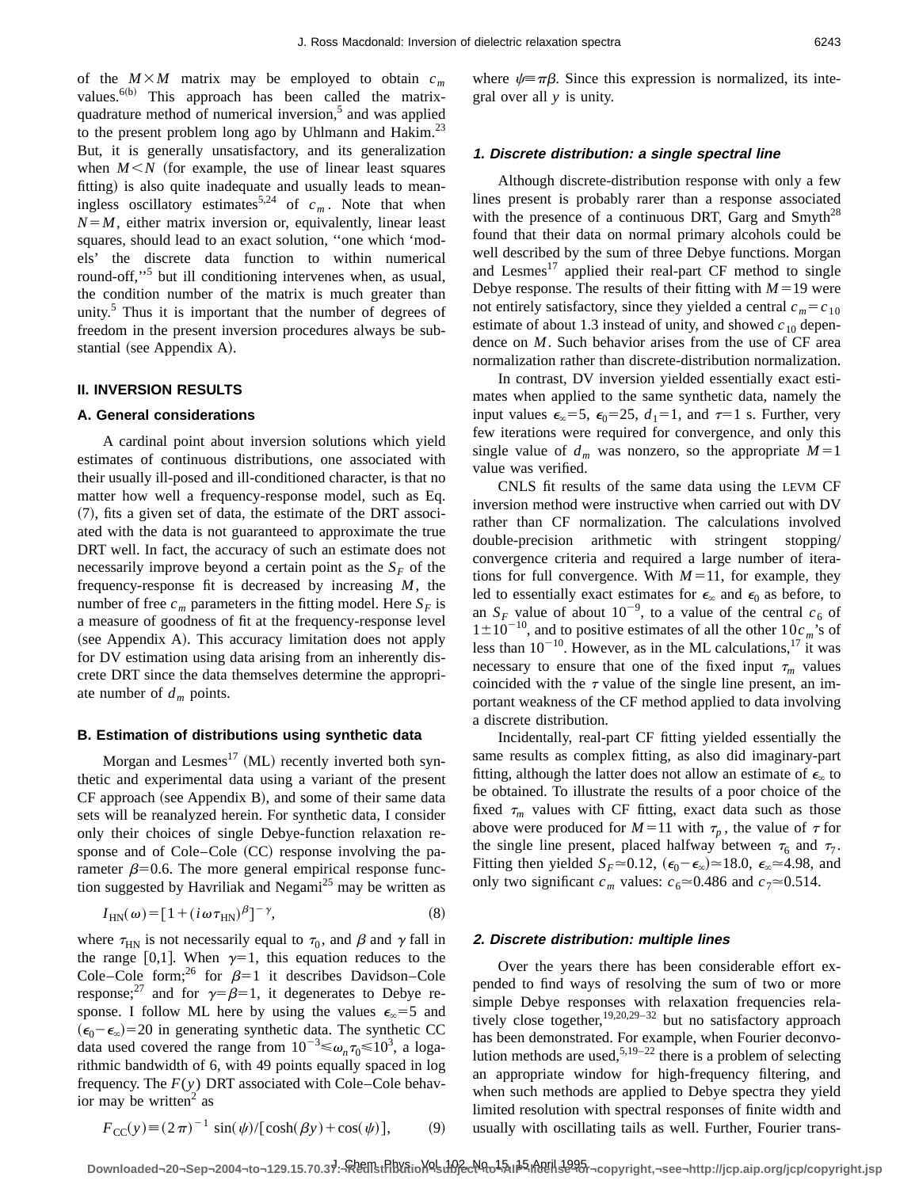of the $M\times M$ matrix may be employed to obtain $c_m$ values.[6(b)] This approach has been called the matrix-quadrature method of numerical inversion,[5] and was applied to the present problem long ago by Uhlmann and Hakim.[23] But, it is generally unsatisfactory, and its generalization when $M<N$ (for example, the use of linear least squares fitting) is also quite inadequate and usually leads to meaningless oscillatory estimates[5,24] of $c_m$. Note that when $N=M$, either matrix inversion or, equivalently, linear least squares, should lead to an exact solution, ''one which 'models' the discrete data function to within numerical round-off,''[5] but ill conditioning intervenes when, as usual, the condition number of the matrix is much greater than unity.[5] Thus it is important that the number of degrees of freedom in the present inversion procedures always be substantial (see Appendix A).

## II. INVERSION RESULTS

### A. General considerations

A cardinal point about inversion solutions which yield estimates of continuous distributions, one associated with their usually ill-posed and ill-conditioned character, is that no matter how well a frequency-response model, such as Eq. (7), fits a given set of data, the estimate of the DRT associated with the data is not guaranteed to approximate the true DRT well. In fact, the accuracy of such an estimate does not necessarily improve beyond a certain point as the $S_F$ of the frequency-response fit is decreased by increasing $M$, the number of free $c_m$ parameters in the fitting model. Here $S_F$ is a measure of goodness of fit at the frequency-response level (see Appendix A). This accuracy limitation does not apply for DV estimation using data arising from an inherently discrete DRT since the data themselves determine the appropriate number of $d_m$ points.

### B. Estimation of distributions using synthetic data

Morgan and Lesmes[17] (ML) recently inverted both synthetic and experimental data using a variant of the present CF approach (see Appendix B), and some of their same data sets will be reanalyzed herein. For synthetic data, I consider only their choices of single Debye-function relaxation response and of Cole–Cole (CC) response involving the parameter $\beta=0.6$. The more general empirical response function suggested by Havriliak and Negami[25] may be written as

$$I_{\mathrm{HN}}(\omega)=[1+(i\omega\tau_{\mathrm{HN}})^{\beta}]^{-\gamma}, \tag{8}$$

where $\tau_{\mathrm{HN}}$ is not necessarily equal to $\tau_0$, and $\beta$ and $\gamma$ fall in the range [0,1]. When $\gamma=1$, this equation reduces to the Cole–Cole form;[26] for $\beta=1$ it describes Davidson–Cole response;[27] and for $\gamma=\beta=1$, it degenerates to Debye response. I follow ML here by using the values $\epsilon_\infty=5$ and $(\epsilon_0-\epsilon_\infty)=20$ in generating synthetic data. The synthetic CC data used covered the range from $10^{-3}\leqslant\omega_n\tau_0\leqslant 10^3$, a logarithmic bandwidth of 6, with 49 points equally spaced in log frequency. The $F(y)$ DRT associated with Cole–Cole behavior may be written[2] as

$$F_{\mathrm{CC}}(y)\equiv(2\pi)^{-1}\sin(\psi)/[\cosh(\beta y)+\cos(\psi)], \tag{9}$$

where $\psi\equiv\pi\beta$. Since this expression is normalized, its integral over all $y$ is unity.

#### 1. Discrete distribution: a single spectral line

Although discrete-distribution response with only a few lines present is probably rarer than a response associated with the presence of a continuous DRT, Garg and Smyth[28] found that their data on normal primary alcohols could be well described by the sum of three Debye functions. Morgan and Lesmes[17] applied their real-part CF method to single Debye response. The results of their fitting with $M=19$ were not entirely satisfactory, since they yielded a central $c_m=c_{10}$ estimate of about 1.3 instead of unity, and showed $c_{10}$ dependence on $M$. Such behavior arises from the use of CF area normalization rather than discrete-distribution normalization.

In contrast, DV inversion yielded essentially exact estimates when applied to the same synthetic data, namely the input values $\epsilon_\infty=5$, $\epsilon_0=25$, $d_1=1$, and $\tau=1$ s. Further, very few iterations were required for convergence, and only this single value of $d_m$ was nonzero, so the appropriate $M=1$ value was verified.

CNLS fit results of the same data using the LEVM CF inversion method were instructive when carried out with DV rather than CF normalization. The calculations involved double-precision arithmetic with stringent stopping/convergence criteria and required a large number of iterations for full convergence. With $M=11$, for example, they led to essentially exact estimates for $\epsilon_\infty$ and $\epsilon_0$ as before, to an $S_F$ value of about $10^{-9}$, to a value of the central $c_6$ of $1\pm10^{-10}$, and to positive estimates of all the other $10\, c_m$'s of less than $10^{-10}$. However, as in the ML calculations,[17] it was necessary to ensure that one of the fixed input $\tau_m$ values coincided with the $\tau$ value of the single line present, an important weakness of the CF method applied to data involving a discrete distribution.

Incidentally, real-part CF fitting yielded essentially the same results as complex fitting, as also did imaginary-part fitting, although the latter does not allow an estimate of $\epsilon_\infty$ to be obtained. To illustrate the results of a poor choice of the fixed $\tau_m$ values with CF fitting, exact data such as those above were produced for $M=11$ with $\tau_p$, the value of $\tau$ for the single line present, placed halfway between $\tau_6$ and $\tau_7$. Fitting then yielded $S_F\simeq0.12$, $(\epsilon_0-\epsilon_\infty)\simeq18.0$, $\epsilon_\infty\simeq4.98$, and only two significant $c_m$ values: $c_6\simeq0.486$ and $c_7\simeq0.514$.

#### 2. Discrete distribution: multiple lines

Over the years there has been considerable effort expended to find ways of resolving the sum of two or more simple Debye responses with relaxation frequencies relatively close together,[19,20,29–32] but no satisfactory approach has been demonstrated. For example, when Fourier deconvolution methods are used,[5,19–22] there is a problem of selecting an appropriate window for high-frequency filtering, and when such methods are applied to Debye spectra they yield limited resolution with spectral responses of finite width and usually with oscillating tails as well. Further, Fourier trans-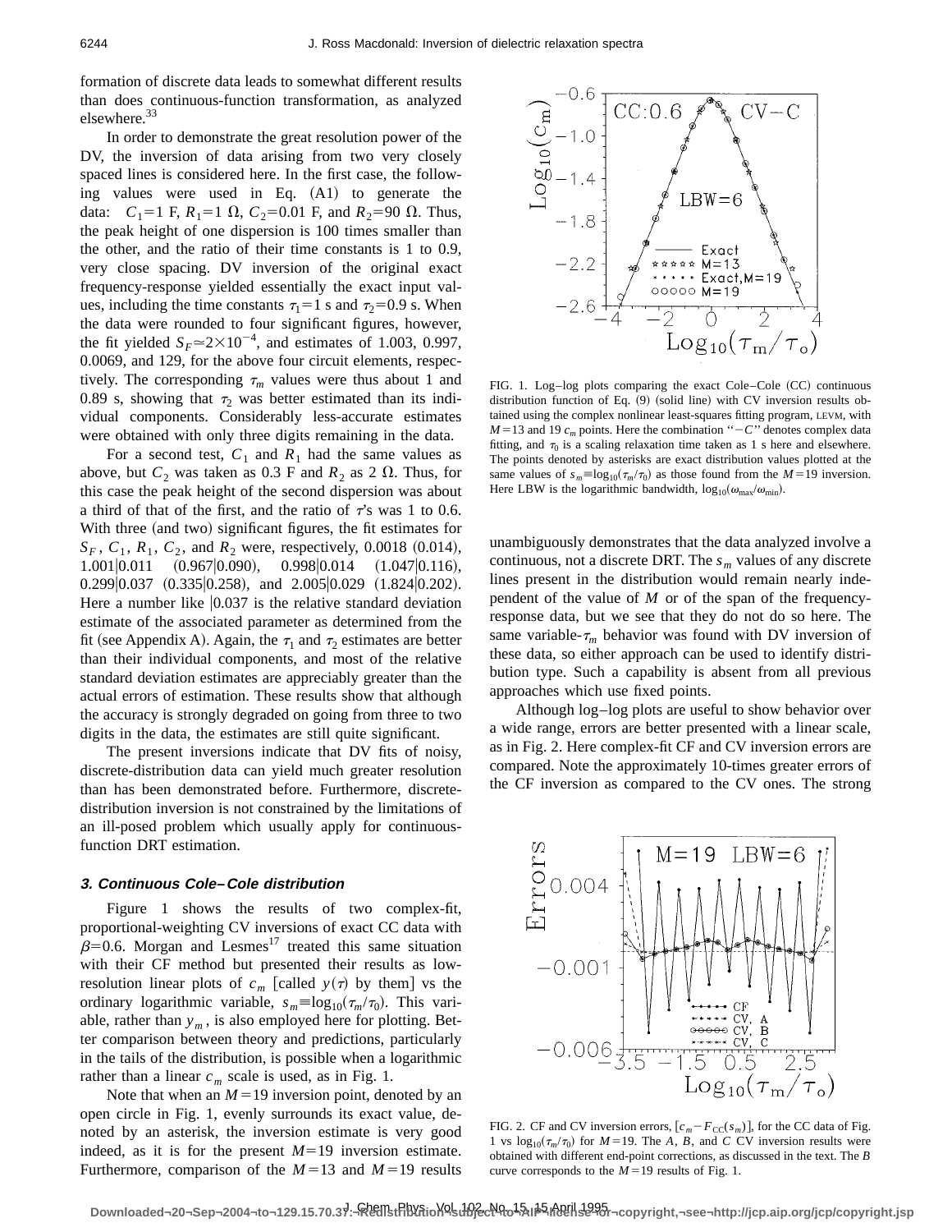formation of discrete data leads to somewhat different results than does continuous-function transformation, as analyzed elsewhere.[33]

In order to demonstrate the great resolution power of the DV, the inversion of data arising from two very closely spaced lines is considered here. In the first case, the following values were used in Eq. (A1) to generate the data: $C_1=1$ F, $R_1=1$ Ω, $C_2=0.01$ F, and $R_2=90$ Ω. Thus, the peak height of one dispersion is 100 times smaller than the other, and the ratio of their time constants is 1 to 0.9, very close spacing. DV inversion of the original exact frequency-response yielded essentially the exact input values, including the time constants $\tau_1=1$ s and $\tau_2=0.9$ s. When the data were rounded to four significant figures, however, the fit yielded $S_F \simeq 2\times10^{-4}$, and estimates of 1.003, 0.997, 0.0069, and 129, for the above four circuit elements, respectively. The corresponding $\tau_m$ values were thus about 1 and 0.89 s, showing that $\tau_2$ was better estimated than its individual components. Considerably less-accurate estimates were obtained with only three digits remaining in the data.

For a second test, $C_1$ and $R_1$ had the same values as above, but $C_2$ was taken as 0.3 F and $R_2$ as 2 Ω. Thus, for this case the peak height of the second dispersion was about a third of that of the first, and the ratio of $\tau$'s was 1 to 0.6. With three (and two) significant figures, the fit estimates for $S_F$, $C_1$, $R_1$, $C_2$, and $R_2$ were, respectively, 0.0018 (0.014), 1.001|0.011 (0.967|0.090), 0.998|0.014 (1.047|0.116), 0.299|0.037 (0.335|0.258), and 2.005|0.029 (1.824|0.202). Here a number like |0.037 is the relative standard deviation estimate of the associated parameter as determined from the fit (see Appendix A). Again, the $\tau_1$ and $\tau_2$ estimates are better than their individual components, and most of the relative standard deviation estimates are appreciably greater than the actual errors of estimation. These results show that although the accuracy is strongly degraded on going from three to two digits in the data, the estimates are still quite significant.

The present inversions indicate that DV fits of noisy, discrete-distribution data can yield much greater resolution than has been demonstrated before. Furthermore, discrete-distribution inversion is not constrained by the limitations of an ill-posed problem which usually apply for continuous-function DRT estimation.

### 3. Continuous Cole–Cole distribution

Figure 1 shows the results of two complex-fit, proportional-weighting CV inversions of exact CC data with $\beta=0.6$. Morgan and Lesmes[17] treated this same situation with their CF method but presented their results as low-resolution linear plots of $c_m$ [called $y(\tau)$ by them] vs the ordinary logarithmic variable, $s_m \equiv \log_{10}(\tau_m/\tau_0)$. This variable, rather than $y_m$, is also employed here for plotting. Better comparison between theory and predictions, particularly in the tails of the distribution, is possible when a logarithmic rather than a linear $c_m$ scale is used, as in Fig. 1.

Note that when an $M=19$ inversion point, denoted by an open circle in Fig. 1, evenly surrounds its exact value, denoted by an asterisk, the inversion estimate is very good indeed, as it is for the present $M=19$ inversion estimate. Furthermore, comparison of the $M=13$ and $M=19$ results unambiguously demonstrates that the data analyzed involve a continuous, not a discrete DRT. The $s_m$ values of any discrete lines present in the distribution would remain nearly independent of the value of $M$ or of the span of the frequency-response data, but we see that they do not do so here. The same variable-$\tau_m$ behavior was found with DV inversion of these data, so either approach can be used to identify distribution type. Such a capability is absent from all previous approaches which use fixed points.

Although log–log plots are useful to show behavior over a wide range, errors are better presented with a linear scale, as in Fig. 2. Here complex-fit CF and CV inversion errors are compared. Note the approximately 10-times greater errors of the CF inversion as compared to the CV ones. The strong

FIG. 1. Log–log plots comparing the exact Cole–Cole (CC) continuous distribution function of Eq. (9) (solid line) with CV inversion results obtained using the complex nonlinear least-squares fitting program, LEVM, with $M=13$ and 19 $c_m$ points. Here the combination "$-C$" denotes complex data fitting, and $\tau_0$ is a scaling relaxation time taken as 1 s here and elsewhere. The points denoted by asterisks are exact distribution values plotted at the same values of $s_m \equiv \log_{10}(\tau_m/\tau_0)$ as those found from the $M=19$ inversion. Here LBW is the logarithmic bandwidth, $\log_{10}(\omega_{\max}/\omega_{\min})$.

FIG. 2. CF and CV inversion errors, $[c_m - F_{CC}(s_m)]$, for the CC data of Fig. 1 vs $\log_{10}(\tau_m/\tau_0)$ for $M=19$. The $A$, $B$, and $C$ CV inversion results were obtained with different end-point corrections, as discussed in the text. The $B$ curve corresponds to the $M=19$ results of Fig. 1.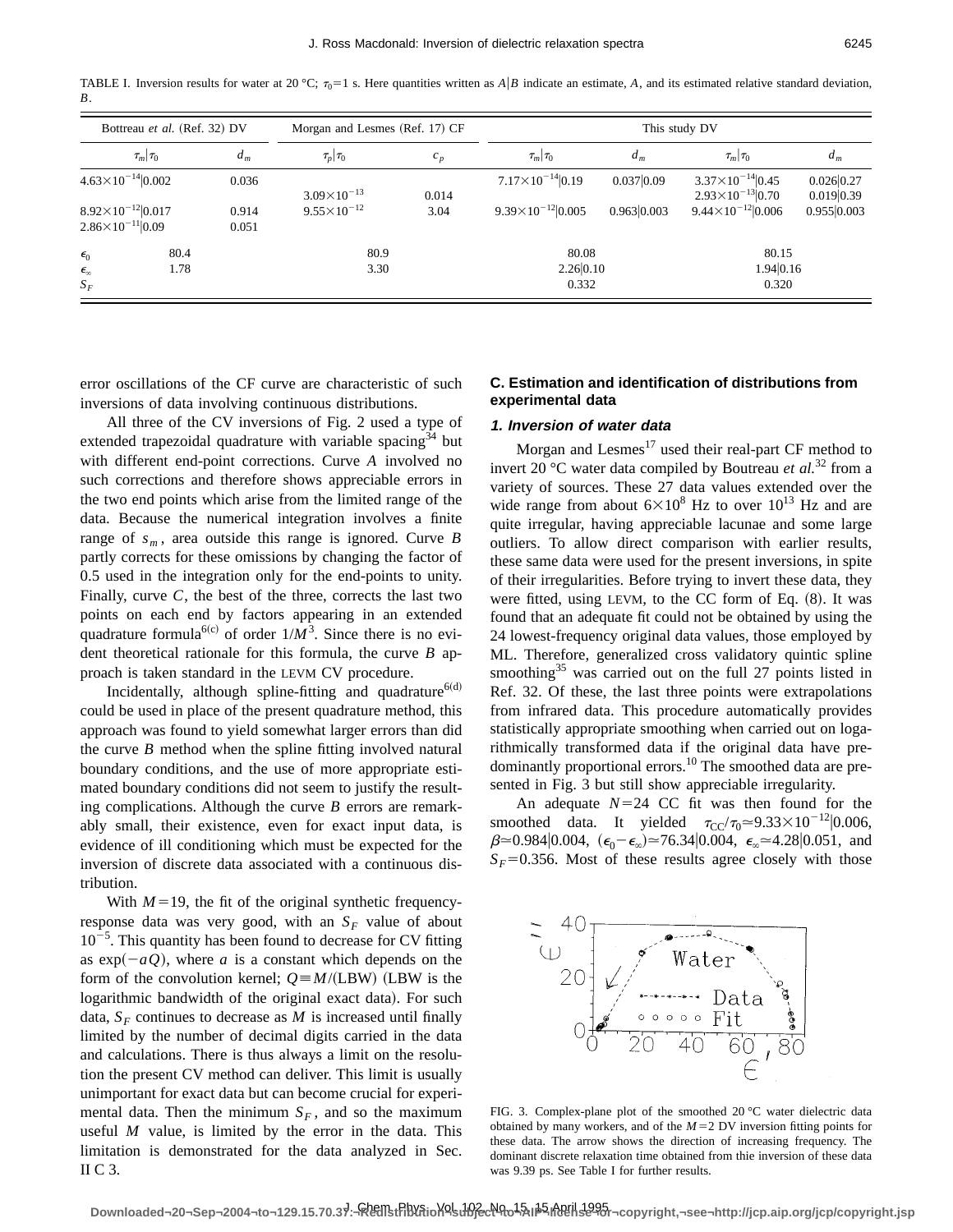TABLE I. Inversion results for water at 20 °C; $\tau_0=1$ s. Here quantities written as $A|B$ indicate an estimate, $A$, and its estimated relative standard deviation, $B$.

| Bottreau *et al.* (Ref. 32) DV | | Morgan and Lesmes (Ref. 17) CF | | This study DV | | | |
|---|---|---|---|---|---|---|---|
| $\tau_m\|\tau_0$ | $d_m$ | $\tau_p\|\tau_0$ | $c_p$ | $\tau_m\|\tau_0$ | $d_m$ | $\tau_m\|\tau_0$ | $d_m$ |
| $4.63\times10^{-14}\|0.002$ | 0.036 | | | $7.17\times10^{-14}\|0.19$ | $0.037\|0.09$ | $3.37\times10^{-14}\|0.45$ | $0.026\|0.27$ |
| | | $3.09\times10^{-13}$ | 0.014 | | | $2.93\times10^{-13}\|0.70$ | $0.019\|0.39$ |
| $8.92\times10^{-12}\|0.017$ | 0.914 | $9.55\times10^{-12}$ | 3.04 | $9.39\times10^{-12}\|0.005$ | $0.963\|0.003$ | $9.44\times10^{-12}\|0.006$ | $0.955\|0.003$ |
| $2.86\times10^{-11}\|0.09$ | 0.051 | | | | | | |
| $\epsilon_0$ 80.4 | | 80.9 | | 80.08 | | 80.15 | |
| $\epsilon_\infty$ 1.78 | | 3.30 | | $2.26\|0.10$ | | $1.94\|0.16$ | |
| $S_F$ | | | | 0.332 | | 0.320 | |

error oscillations of the CF curve are characteristic of such inversions of data involving continuous distributions.

All three of the CV inversions of Fig. 2 used a type of extended trapezoidal quadrature with variable spacing[34] but with different end-point corrections. Curve *A* involved no such corrections and therefore shows appreciable errors in the two end points which arise from the limited range of the data. Because the numerical integration involves a finite range of $s_m$, area outside this range is ignored. Curve *B* partly corrects for these omissions by changing the factor of 0.5 used in the integration only for the end-points to unity. Finally, curve *C*, the best of the three, corrects the last two points on each end by factors appearing in an extended quadrature formula[6(c)] of order $1/M^3$. Since there is no evident theoretical rationale for this formula, the curve *B* approach is taken standard in the LEVM CV procedure.

Incidentally, although spline-fitting and quadrature[6(d)] could be used in place of the present quadrature method, this approach was found to yield somewhat larger errors than did the curve *B* method when the spline fitting involved natural boundary conditions, and the use of more appropriate estimated boundary conditions did not seem to justify the resulting complications. Although the curve *B* errors are remarkably small, their existence, even for exact input data, is evidence of ill conditioning which must be expected for the inversion of discrete data associated with a continuous distribution.

With $M=19$, the fit of the original synthetic frequency-response data was very good, with an $S_F$ value of about $10^{-5}$. This quantity has been found to decrease for CV fitting as $\exp(-aQ)$, where $a$ is a constant which depends on the form of the convolution kernel; $Q\equiv M/(\text{LBW})$ (LBW is the logarithmic bandwidth of the original exact data). For such data, $S_F$ continues to decrease as $M$ is increased until finally limited by the number of decimal digits carried in the data and calculations. There is thus always a limit on the resolution the present CV method can deliver. This limit is usually unimportant for exact data but can become crucial for experimental data. Then the minimum $S_F$, and so the maximum useful $M$ value, is limited by the error in the data. This limitation is demonstrated for the data analyzed in Sec. II C 3.

### C. Estimation and identification of distributions from experimental data

#### 1. Inversion of water data

Morgan and Lesmes[17] used their real-part CF method to invert 20 °C water data compiled by Boutreau *et al.*[32] from a variety of sources. These 27 data values extended over the wide range from about $6\times10^8$ Hz to over $10^{13}$ Hz and are quite irregular, having appreciable lacunae and some large outliers. To allow direct comparison with earlier results, these same data were used for the present inversions, in spite of their irregularities. Before trying to invert these data, they were fitted, using LEVM, to the CC form of Eq. (8). It was found that an adequate fit could not be obtained by using the 24 lowest-frequency original data values, those employed by ML. Therefore, generalized cross validatory quintic spline smoothing[35] was carried out on the full 27 points listed in Ref. 32. Of these, the last three points were extrapolations from infrared data. This procedure automatically provides statistically appropriate smoothing when carried out on logarithmically transformed data if the original data have predominantly proportional errors.[10] The smoothed data are presented in Fig. 3 but still show appreciable irregularity.

An adequate $N=24$ CC fit was then found for the smoothed data. It yielded $\tau_{CC}/\tau_0\simeq9.33\times10^{-12}|0.006$, $\beta\simeq0.984|0.004$, $(\epsilon_0-\epsilon_\infty)\simeq76.34|0.004$, $\epsilon_\infty\simeq4.28|0.051$, and $S_F=0.356$. Most of these results agree closely with those

FIG. 3. Complex-plane plot of the smoothed 20 °C water dielectric data obtained by many workers, and of the $M=2$ DV inversion fitting points for these data. The arrow shows the direction of increasing frequency. The dominant discrete relaxation time obtained from thie inversion of these data was 9.39 ps. See Table I for further results.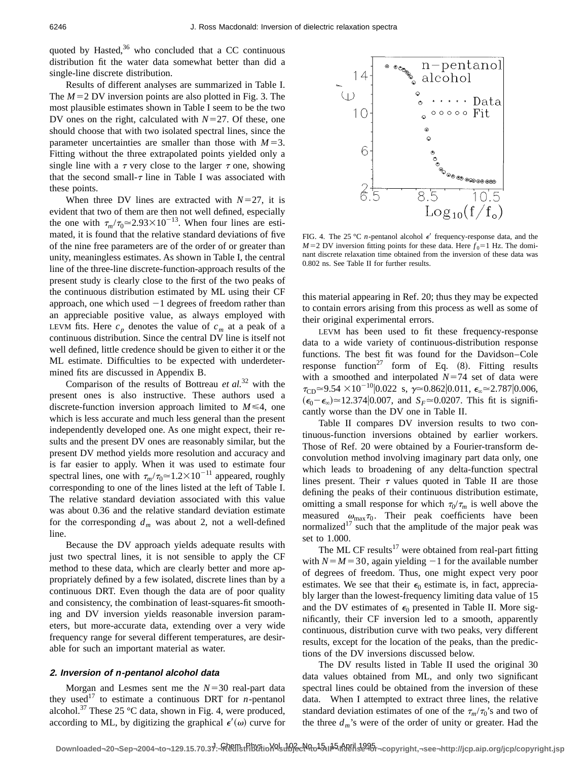quoted by Hasted,[36] who concluded that a CC continuous distribution fit the water data somewhat better than did a single-line discrete distribution.

Results of different analyses are summarized in Table I. The $M=2$ DV inversion points are also plotted in Fig. 3. The most plausible estimates shown in Table I seem to be the two DV ones on the right, calculated with $N=27$. Of these, one should choose that with two isolated spectral lines, since the parameter uncertainties are smaller than those with $M=3$. Fitting without the three extrapolated points yielded only a single line with a $\tau$ very close to the larger $\tau$ one, showing that the second small-$\tau$ line in Table I was associated with these points.

When three DV lines are extracted with $N=27$, it is evident that two of them are then not well defined, especially the one with $\tau_m/\tau_0 \simeq 2.93\times10^{-13}$. When four lines are estimated, it is found that the relative standard deviations of five of the nine free parameters are of the order of or greater than unity, meaningless estimates. As shown in Table I, the central line of the three-line discrete-function-approach results of the present study is clearly close to the first of the two peaks of the continuous distribution estimated by ML using their CF approach, one which used $-1$ degrees of freedom rather than an appreciable positive value, as always employed with LEVM fits. Here $c_p$ denotes the value of $c_m$ at a peak of a continuous distribution. Since the central DV line is itself not well defined, little credence should be given to either it or the ML estimate. Difficulties to be expected with underdetermined fits are discussed in Appendix B.

Comparison of the results of Bottreau *et al.*[32] with the present ones is also instructive. These authors used a discrete-function inversion approach limited to $M\leq 4$, one which is less accurate and much less general than the present independently developed one. As one might expect, their results and the present DV ones are reasonably similar, but the present DV method yields more resolution and accuracy and is far easier to apply. When it was used to estimate four spectral lines, one with $\tau_m/\tau_0 \simeq 1.2\times10^{-11}$ appeared, roughly corresponding to one of the lines listed at the left of Table I. The relative standard deviation associated with this value was about 0.36 and the relative standard deviation estimate for the corresponding $d_m$ was about 2, not a well-defined line.

Because the DV approach yields adequate results with just two spectral lines, it is not sensible to apply the CF method to these data, which are clearly better and more appropriately defined by a few isolated, discrete lines than by a continuous DRT. Even though the data are of poor quality and consistency, the combination of least-squares-fit smoothing and DV inversion yields reasonable inversion parameters, but more-accurate data, extending over a very wide frequency range for several different temperatures, are desirable for such an important material as water.

#### 2. Inversion of *n*-pentanol alcohol data

Morgan and Lesmes sent me the $N=30$ real-part data they used[17] to estimate a continuous DRT for *n*-pentanol alcohol.[37] These 25 °C data, shown in Fig. 4, were produced, according to ML, by digitizing the graphical $\epsilon'(\omega)$ curve for this material appearing in Ref. 20; thus they may be expected to contain errors arising from this process as well as some of their original experimental errors.

FIG. 4. The 25 °C *n*-pentanol alcohol $\epsilon'$ frequency-response data, and the $M=2$ DV inversion fitting points for these data. Here $f_0=1$ Hz. The dominant discrete relaxation time obtained from the inversion of these data was 0.802 ns. See Table II for further results.

LEVM has been used to fit these frequency-response data to a wide variety of continuous-distribution response functions. The best fit was found for the Davidson–Cole response function[27] form of Eq. (8). Fitting results with a smoothed and interpolated $N=74$ set of data were $\tau_{\rm CD}\simeq 9.54\times10^{-10}|0.022$ s, $\gamma\simeq 0.862|0.011$, $\epsilon_\infty\simeq 2.787|0.006$, $(\epsilon_0-\epsilon_\infty)\simeq 12.374|0.007$, and $S_F\simeq 0.0207$. This fit is significantly worse than the DV one in Table II.

Table II compares DV inversion results to two continuous-function inversions obtained by earlier workers. Those of Ref. 20 were obtained by a Fourier-transform deconvolution method involving imaginary part data only, one which leads to broadening of any delta-function spectral lines present. Their $\tau$ values quoted in Table II are those defining the peaks of their continuous distribution estimate, omitting a small response for which $\tau_0/\tau_m$ is well above the measured $\omega_{\max}\tau_0$. Their peak coefficients have been normalized[17] such that the amplitude of the major peak was set to 1.000.

The ML CF results[17] were obtained from real-part fitting with $N=M=30$, again yielding $-1$ for the available number of degrees of freedom. Thus, one might expect very poor estimates. We see that their $\epsilon_0$ estimate is, in fact, appreciably larger than the lowest-frequency limiting data value of 15 and the DV estimates of $\epsilon_0$ presented in Table II. More significantly, their CF inversion led to a smooth, apparently continuous, distribution curve with two peaks, very different results, except for the location of the peaks, than the predictions of the DV inversions discussed below.

The DV results listed in Table II used the original 30 data values obtained from ML, and only two significant spectral lines could be obtained from the inversion of these data. When I attempted to extract three lines, the relative standard deviation estimates of one of the $\tau_m/\tau_0$'s and two of the three $d_m$'s were of the order of unity or greater. Had the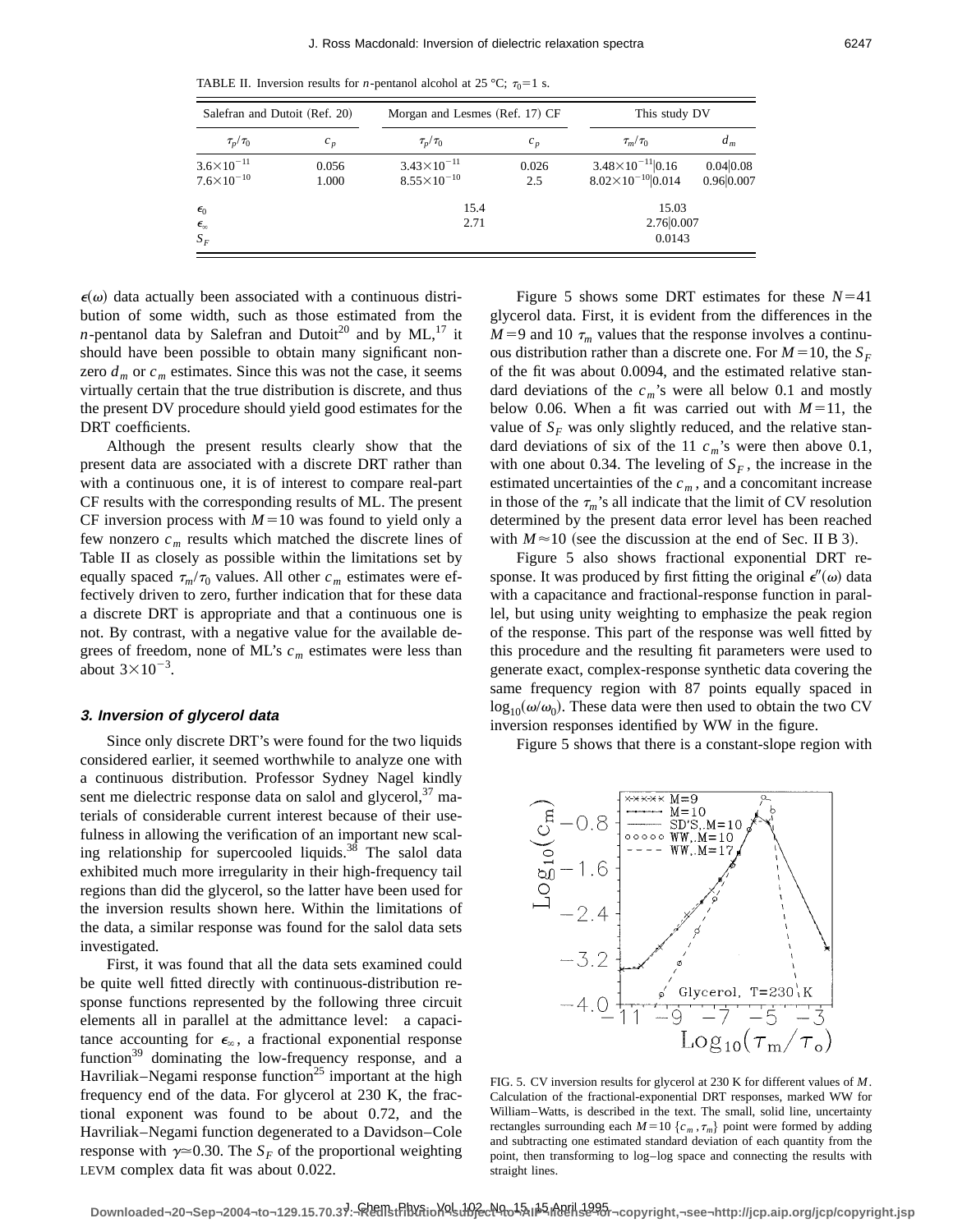TABLE II. Inversion results for *n*-pentanol alcohol at 25 °C; $\tau_0=1$ s.

| Salefran and Dutoit (Ref. 20) | | Morgan and Lesmes (Ref. 17) CF | | This study DV | |
|---|---|---|---|---|---|
| $\tau_p/\tau_0$ | $c_p$ | $\tau_p/\tau_0$ | $c_p$ | $\tau_m/\tau_0$ | $d_m$ |
| $3.6\times10^{-11}$ | 0.056 | $3.43\times10^{-11}$ | 0.026 | $3.48\times10^{-11}\|0.16$ | $0.04\|0.08$ |
| $7.6\times10^{-10}$ | 1.000 | $8.55\times10^{-10}$ | 2.5 | $8.02\times10^{-10}\|0.014$ | $0.96\|0.007$ |
| $\epsilon_0$ | | 15.4 | | 15.03 | |
| $\epsilon_\infty$ | | 2.71 | | $2.76\|0.007$ | |
| $S_F$ | | | | 0.0143 | |

$\epsilon(\omega)$ data actually been associated with a continuous distribution of some width, such as those estimated from the *n*-pentanol data by Salefran and Dutoit[20] and by ML,[17] it should have been possible to obtain many significant nonzero $d_m$ or $c_m$ estimates. Since this was not the case, it seems virtually certain that the true distribution is discrete, and thus the present DV procedure should yield good estimates for the DRT coefficients.

Although the present results clearly show that the present data are associated with a discrete DRT rather than with a continuous one, it is of interest to compare real-part CF results with the corresponding results of ML. The present CF inversion process with $M=10$ was found to yield only a few nonzero $c_m$ results which matched the discrete lines of Table II as closely as possible within the limitations set by equally spaced $\tau_m/\tau_0$ values. All other $c_m$ estimates were effectively driven to zero, further indication that for these data a discrete DRT is appropriate and that a continuous one is not. By contrast, with a negative value for the available degrees of freedom, none of ML's $c_m$ estimates were less than about $3\times10^{-3}$.

### 3. Inversion of glycerol data

Since only discrete DRT's were found for the two liquids considered earlier, it seemed worthwhile to analyze one with a continuous distribution. Professor Sydney Nagel kindly sent me dielectric response data on salol and glycerol,[37] materials of considerable current interest because of their usefulness in allowing the verification of an important new scaling relationship for supercooled liquids.[38] The salol data exhibited much more irregularity in their high-frequency tail regions than did the glycerol, so the latter have been used for the inversion results shown here. Within the limitations of the data, a similar response was found for the salol data sets investigated.

First, it was found that all the data sets examined could be quite well fitted directly with continuous-distribution response functions represented by the following three circuit elements all in parallel at the admittance level: a capacitance accounting for $\epsilon_\infty$, a fractional exponential response function[39] dominating the low-frequency response, and a Havriliak–Negami response function[25] important at the high frequency end of the data. For glycerol at 230 K, the fractional exponent was found to be about 0.72, and the Havriliak–Negami function degenerated to a Davidson–Cole response with $\gamma\approx0.30$. The $S_F$ of the proportional weighting LEVM complex data fit was about 0.022.

Figure 5 shows some DRT estimates for these $N=41$ glycerol data. First, it is evident from the differences in the $M=9$ and 10 $\tau_m$ values that the response involves a continuous distribution rather than a discrete one. For $M=10$, the $S_F$ of the fit was about 0.0094, and the estimated relative standard deviations of the $c_m$'s were all below 0.1 and mostly below 0.06. When a fit was carried out with $M=11$, the value of $S_F$ was only slightly reduced, and the relative standard deviations of six of the 11 $c_m$'s were then above 0.1, with one about 0.34. The leveling of $S_F$, the increase in the estimated uncertainties of the $c_m$, and a concomitant increase in those of the $\tau_m$'s all indicate that the limit of CV resolution determined by the present data error level has been reached with $M\approx10$ (see the discussion at the end of Sec. II B 3).

Figure 5 also shows fractional exponential DRT response. It was produced by first fitting the original $\epsilon''(\omega)$ data with a capacitance and fractional-response function in parallel, but using unity weighting to emphasize the peak region of the response. This part of the response was well fitted by this procedure and the resulting fit parameters were used to generate exact, complex-response synthetic data covering the same frequency region with 87 points equally spaced in $\log_{10}(\omega/\omega_0)$. These data were then used to obtain the two CV inversion responses identified by WW in the figure.

Figure 5 shows that there is a constant-slope region with

FIG. 5. CV inversion results for glycerol at 230 K for different values of $M$. Calculation of the fractional-exponential DRT responses, marked WW for William–Watts, is described in the text. The small, solid line, uncertainty rectangles surrounding each $M=10$ $\{c_m, \tau_m\}$ point were formed by adding and subtracting one estimated standard deviation of each quantity from the point, then transforming to log–log space and connecting the results with straight lines.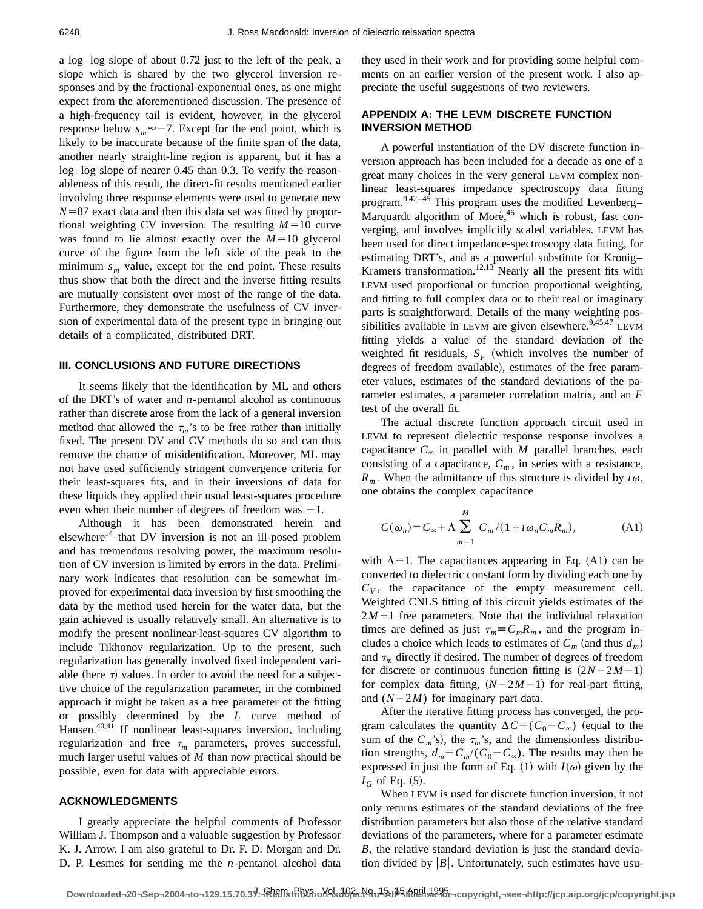a log–log slope of about 0.72 just to the left of the peak, a slope which is shared by the two glycerol inversion responses and by the fractional-exponential ones, as one might expect from the aforementioned discussion. The presence of a high-frequency tail is evident, however, in the glycerol response below $s_m \approx -7$. Except for the end point, which is likely to be inaccurate because of the finite span of the data, another nearly straight-line region is apparent, but it has a log–log slope of nearer 0.45 than 0.3. To verify the reasonableness of this result, the direct-fit results mentioned earlier involving three response elements were used to generate new $N=87$ exact data and then this data set was fitted by proportional weighting CV inversion. The resulting $M=10$ curve was found to lie almost exactly over the $M=10$ glycerol curve of the figure from the left side of the peak to the minimum $s_m$ value, except for the end point. These results thus show that both the direct and the inverse fitting results are mutually consistent over most of the range of the data. Furthermore, they demonstrate the usefulness of CV inversion of experimental data of the present type in bringing out details of a complicated, distributed DRT.

## III. CONCLUSIONS AND FUTURE DIRECTIONS

It seems likely that the identification by ML and others of the DRT's of water and *n*-pentanol alcohol as continuous rather than discrete arose from the lack of a general inversion method that allowed the $\tau_m$'s to be free rather than initially fixed. The present DV and CV methods do so and can thus remove the chance of misidentification. Moreover, ML may not have used sufficiently stringent convergence criteria for their least-squares fits, and in their inversions of data for these liquids they applied their usual least-squares procedure even when their number of degrees of freedom was $-1$.

Although it has been demonstrated herein and elsewhere[14] that DV inversion is not an ill-posed problem and has tremendous resolving power, the maximum resolution of CV inversion is limited by errors in the data. Preliminary work indicates that resolution can be somewhat improved for experimental data inversion by first smoothing the data by the method used herein for the water data, but the gain achieved is usually relatively small. An alternative is to modify the present nonlinear-least-squares CV algorithm to include Tikhonov regularization. Up to the present, such regularization has generally involved fixed independent variable (here $\tau$) values. In order to avoid the need for a subjective choice of the regularization parameter, in the combined approach it might be taken as a free parameter of the fitting or possibly determined by the *L* curve method of Hansen.[40,41] If nonlinear least-squares inversion, including regularization and free $\tau_m$ parameters, proves successful, much larger useful values of $M$ than now practical should be possible, even for data with appreciable errors.

## ACKNOWLEDGMENTS

I greatly appreciate the helpful comments of Professor William J. Thompson and a valuable suggestion by Professor K. J. Arrow. I am also grateful to Dr. F. D. Morgan and Dr. D. P. Lesmes for sending me the *n*-pentanol alcohol data they used in their work and for providing some helpful comments on an earlier version of the present work. I also appreciate the useful suggestions of two reviewers.

## APPENDIX A: THE LEVM DISCRETE FUNCTION INVERSION METHOD

A powerful instantiation of the DV discrete function inversion approach has been included for a decade as one of a great many choices in the very general LEVM complex nonlinear least-squares impedance spectroscopy data fitting program.[9,42–45] This program uses the modified Levenberg–Marquardt algorithm of Moré,[46] which is robust, fast converging, and involves implicitly scaled variables. LEVM has been used for direct impedance-spectroscopy data fitting, for estimating DRT's, and as a powerful substitute for Kronig–Kramers transformation.[12,13] Nearly all the present fits with LEVM used proportional or function proportional weighting, and fitting to full complex data or to their real or imaginary parts is straightforward. Details of the many weighting possibilities available in LEVM are given elsewhere.[9,45,47] LEVM fitting yields a value of the standard deviation of the weighted fit residuals, $S_F$ (which involves the number of degrees of freedom available), estimates of the free parameter values, estimates of the standard deviations of the parameter estimates, a parameter correlation matrix, and an $F$ test of the overall fit.

The actual discrete function approach circuit used in LEVM to represent dielectric response response involves a capacitance $C_\infty$ in parallel with $M$ parallel branches, each consisting of a capacitance, $C_m$, in series with a resistance, $R_m$. When the admittance of this structure is divided by $i\omega$, one obtains the complex capacitance

$$C(\omega_n)=C_\infty+\Lambda\sum_{m=1}^{M} C_m/(1+i\omega_n C_m R_m), \tag{A1}$$

with $\Lambda\equiv 1$. The capacitances appearing in Eq. (A1) can be converted to dielectric constant form by dividing each one by $C_V$, the capacitance of the empty measurement cell. Weighted CNLS fitting of this circuit yields estimates of the $2M+1$ free parameters. Note that the individual relaxation times are defined as just $\tau_m \equiv C_m R_m$, and the program includes a choice which leads to estimates of $C_m$ (and thus $d_m$) and $\tau_m$ directly if desired. The number of degrees of freedom for discrete or continuous function fitting is $(2N-2M-1)$ for complex data fitting, $(N-2M-1)$ for real-part fitting, and $(N-2M)$ for imaginary part data.

After the iterative fitting process has converged, the program calculates the quantity $\Delta C \equiv (C_0 - C_\infty)$ (equal to the sum of the $C_m$'s), the $\tau_m$'s, and the dimensionless distribution strengths, $d_m \equiv C_m/(C_0-C_\infty)$. The results may then be expressed in just the form of Eq. (1) with $I(\omega)$ given by the $I_G$ of Eq. (5).

When LEVM is used for discrete function inversion, it not only returns estimates of the standard deviations of the free distribution parameters but also those of the relative standard deviations of the parameters, where for a parameter estimate $B$, the relative standard deviation is just the standard deviation divided by $|B|$. Unfortunately, such estimates have usu-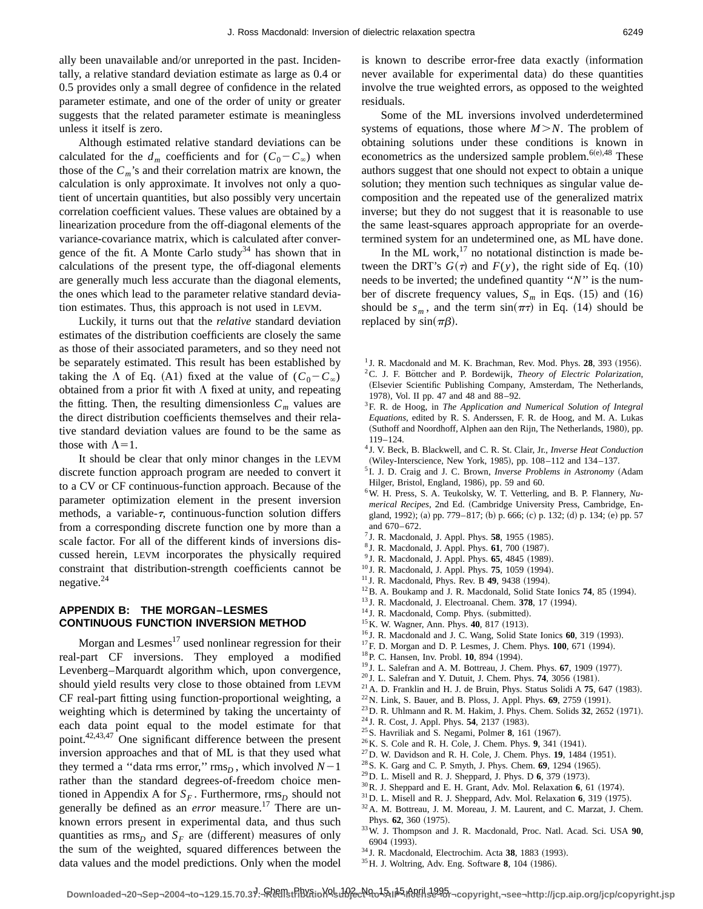ally been unavailable and/or unreported in the past. Incidentally, a relative standard deviation estimate as large as 0.4 or 0.5 provides only a small degree of confidence in the related parameter estimate, and one of the order of unity or greater suggests that the related parameter estimate is meaningless unless it itself is zero.

Although estimated relative standard deviations can be calculated for the $d_m$ coefficients and for $(C_0 - C_\infty)$ when those of the $C_m$'s and their correlation matrix are known, the calculation is only approximate. It involves not only a quotient of uncertain quantities, but also possibly very uncertain correlation coefficient values. These values are obtained by a linearization procedure from the off-diagonal elements of the variance-covariance matrix, which is calculated after convergence of the fit. A Monte Carlo study[34] has shown that in calculations of the present type, the off-diagonal elements are generally much less accurate than the diagonal elements, the ones which lead to the parameter relative standard deviation estimates. Thus, this approach is not used in LEVM.

Luckily, it turns out that the *relative* standard deviation estimates of the distribution coefficients are closely the same as those of their associated parameters, and so they need not be separately estimated. This result has been established by taking the $\Lambda$ of Eq. (A1) fixed at the value of $(C_0 - C_\infty)$ obtained from a prior fit with $\Lambda$ fixed at unity, and repeating the fitting. Then, the resulting dimensionless $C_m$ values are the direct distribution coefficients themselves and their relative standard deviation values are found to be the same as those with $\Lambda = 1$.

It should be clear that only minor changes in the LEVM discrete function approach program are needed to convert it to a CV or CF continuous-function approach. Because of the parameter optimization element in the present inversion methods, a variable-$\tau$, continuous-function solution differs from a corresponding discrete function one by more than a scale factor. For all of the different kinds of inversions discussed herein, LEVM incorporates the physically required constraint that distribution-strength coefficients cannot be negative.[24]

## APPENDIX B: THE MORGAN–LESMES CONTINUOUS FUNCTION INVERSION METHOD

Morgan and Lesmes[17] used nonlinear regression for their real-part CF inversions. They employed a modified Levenberg–Marquardt algorithm which, upon convergence, should yield results very close to those obtained from LEVM CF real-part fitting using function-proportional weighting, a weighting which is determined by taking the uncertainty of each data point equal to the model estimate for that point.[42,43,47] One significant difference between the present inversion approaches and that of ML is that they used what they termed a "data rms error," $\text{rms}_D$, which involved $N-1$ rather than the standard degrees-of-freedom choice mentioned in Appendix A for $S_F$. Furthermore, $\text{rms}_D$ should not generally be defined as an *error* measure.[17] There are unknown errors present in experimental data, and thus such quantities as $\text{rms}_D$ and $S_F$ are (different) measures of only the sum of the weighted, squared differences between the data values and the model predictions. Only when the model is known to describe error-free data exactly (information never available for experimental data) do these quantities involve the true weighted errors, as opposed to the weighted residuals.

Some of the ML inversions involved underdetermined systems of equations, those where $M > N$. The problem of obtaining solutions under these conditions is known in econometrics as the undersized sample problem.[6(e),48] These authors suggest that one should not expect to obtain a unique solution; they mention such techniques as singular value decomposition and the repeated use of the generalized matrix inverse; but they do not suggest that it is reasonable to use the same least-squares approach appropriate for an overdetermined system for an undetermined one, as ML have done.

In the ML work,[17] no notational distinction is made between the DRT's $G(\tau)$ and $F(y)$, the right side of Eq. (10) needs to be inverted; the undefined quantity "$N$" is the number of discrete frequency values, $S_m$ in Eqs. (15) and (16) should be $s_m$, and the term $\sin(\pi\tau)$ in Eq. (14) should be replaced by $\sin(\pi\beta)$.

[1] J. R. Macdonald and M. K. Brachman, Rev. Mod. Phys. **28**, 393 (1956).
[2] C. J. F. Böttcher and P. Bordewijk, *Theory of Electric Polarization*, (Elsevier Scientific Publishing Company, Amsterdam, The Netherlands, 1978), Vol. II pp. 47 and 48 and 88–92.
[3] F. R. de Hoog, in *The Application and Numerical Solution of Integral Equations*, edited by R. S. Anderssen, F. R. de Hoog, and M. A. Lukas (Suthoff and Noordhoff, Alphen aan den Rijn, The Netherlands, 1980), pp. 119–124.
[4] J. V. Beck, B. Blackwell, and C. R. St. Clair, Jr., *Inverse Heat Conduction* (Wiley-Interscience, New York, 1985), pp. 108–112 and 134–137.
[5] I. J. D. Craig and J. C. Brown, *Inverse Problems in Astronomy* (Adam Hilger, Bristol, England, 1986), pp. 59 and 60.
[6] W. H. Press, S. A. Teukolsky, W. T. Vetterling, and B. P. Flannery, *Numerical Recipes*, 2nd Ed. (Cambridge University Press, Cambridge, England, 1992); (a) pp. 779–817; (b) p. 666; (c) p. 132; (d) p. 134; (e) pp. 57 and 670–672.
[7] J. R. Macdonald, J. Appl. Phys. **58**, 1955 (1985).
[8] J. R. Macdonald, J. Appl. Phys. **61**, 700 (1987).
[9] J. R. Macdonald, J. Appl. Phys. **65**, 4845 (1989).
[10] J. R. Macdonald, J. Appl. Phys. **75**, 1059 (1994).
[11] J. R. Macdonald, Phys. Rev. B **49**, 9438 (1994).
[12] B. A. Boukamp and J. R. Macdonald, Solid State Ionics **74**, 85 (1994).
[13] J. R. Macdonald, J. Electroanal. Chem. **378**, 17 (1994).
[14] J. R. Macdonald, Comp. Phys. (submitted).
[15] K. W. Wagner, Ann. Phys. **40**, 817 (1913).
[16] J. R. Macdonald and J. C. Wang, Solid State Ionics **60**, 319 (1993).
[17] F. D. Morgan and D. P. Lesmes, J. Chem. Phys. **100**, 671 (1994).
[18] P. C. Hansen, Inv. Probl. **10**, 894 (1994).
[19] J. L. Salefran and A. M. Bottreau, J. Chem. Phys. **67**, 1909 (1977).
[20] J. L. Salefran and Y. Dutuit, J. Chem. Phys. **74**, 3056 (1981).
[21] A. D. Franklin and H. J. de Bruin, Phys. Status Solidi A **75**, 647 (1983).
[22] N. Link, S. Bauer, and B. Ploss, J. Appl. Phys. **69**, 2759 (1991).
[23] D. R. Uhlmann and R. M. Hakim, J. Phys. Chem. Solids **32**, 2652 (1971).
[24] J. R. Cost, J. Appl. Phys. **54**, 2137 (1983).
[25] S. Havriliak and S. Negami, Polmer **8**, 161 (1967).
[26] K. S. Cole and R. H. Cole, J. Chem. Phys. **9**, 341 (1941).
[27] D. W. Davidson and R. H. Cole, J. Chem. Phys. **19**, 1484 (1951).
[28] S. K. Garg and C. P. Smyth, J. Phys. Chem. **69**, 1294 (1965).
[29] D. L. Misell and R. J. Sheppard, J. Phys. D **6**, 379 (1973).
[30] R. J. Sheppard and E. H. Grant, Adv. Mol. Relaxation **6**, 61 (1974).
[31] D. L. Misell and R. J. Sheppard, Adv. Mol. Relaxation **6**, 319 (1975).
[32] A. M. Bottreau, J. M. Moreau, J. M. Laurent, and C. Marzat, J. Chem. Phys. **62**, 360 (1975).
[33] W. J. Thompson and J. R. Macdonald, Proc. Natl. Acad. Sci. USA **90**, 6904 (1993).
[34] J. R. Macdonald, Electrochim. Acta **38**, 1883 (1993).
[35] H. J. Woltring, Adv. Eng. Software **8**, 104 (1986).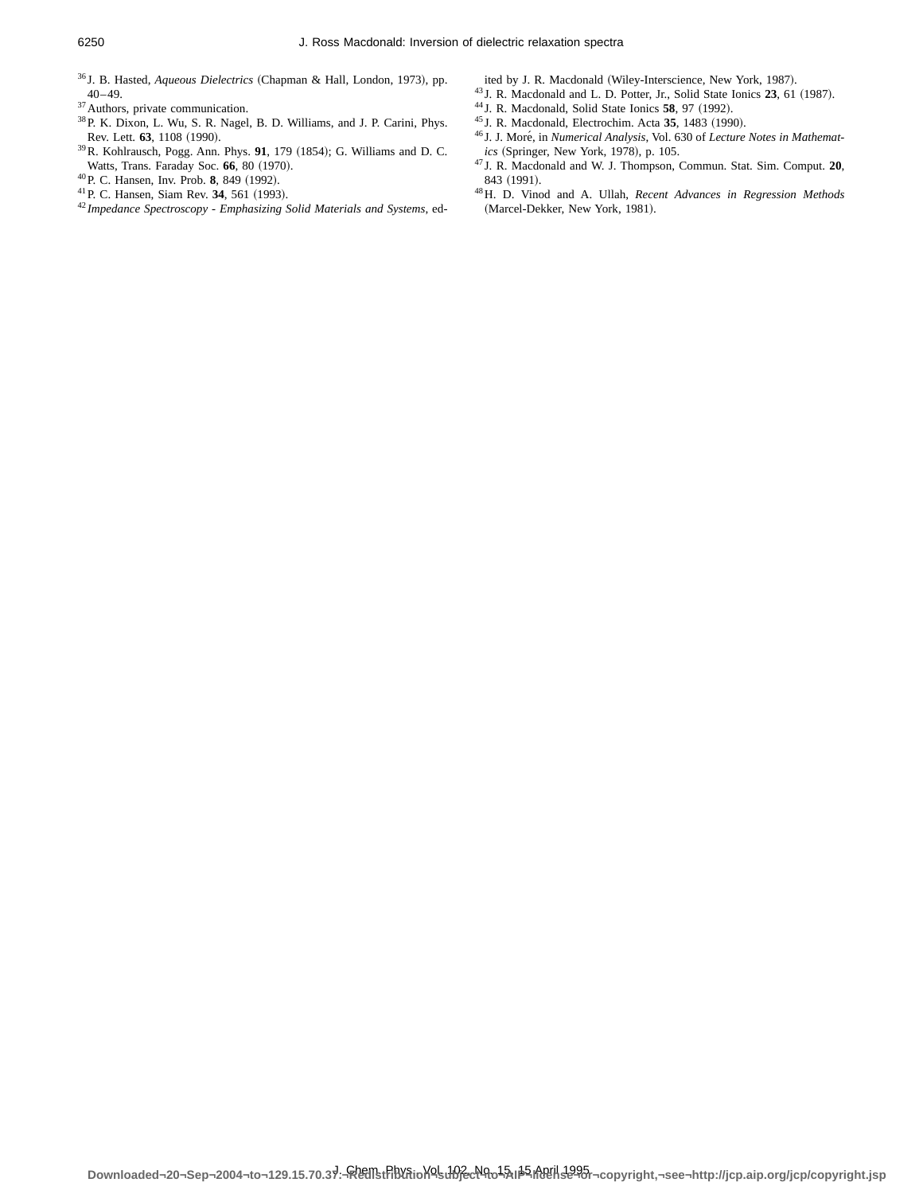[36] J. B. Hasted, *Aqueous Dielectrics* (Chapman & Hall, London, 1973), pp. 40–49.

[37] Authors, private communication.

[38] P. K. Dixon, L. Wu, S. R. Nagel, B. D. Williams, and J. P. Carini, Phys. Rev. Lett. **63**, 1108 (1990).

[39] R. Kohlrausch, Pogg. Ann. Phys. **91**, 179 (1854); G. Williams and D. C. Watts, Trans. Faraday Soc. **66**, 80 (1970).

[40] P. C. Hansen, Inv. Prob. **8**, 849 (1992).

[41] P. C. Hansen, Siam Rev. **34**, 561 (1993).

[42] *Impedance Spectroscopy - Emphasizing Solid Materials and Systems*, edited by J. R. Macdonald (Wiley-Interscience, New York, 1987).

[43] J. R. Macdonald and L. D. Potter, Jr., Solid State Ionics **23**, 61 (1987).

[44] J. R. Macdonald, Solid State Ionics **58**, 97 (1992).

[45] J. R. Macdonald, Electrochim. Acta **35**, 1483 (1990).

[46] J. J. Moré, in *Numerical Analysis*, Vol. 630 of *Lecture Notes in Mathematics* (Springer, New York, 1978), p. 105.

[47] J. R. Macdonald and W. J. Thompson, Commun. Stat. Sim. Comput. **20**, 843 (1991).

[48] H. D. Vinod and A. Ullah, *Recent Advances in Regression Methods* (Marcel-Dekker, New York, 1981).